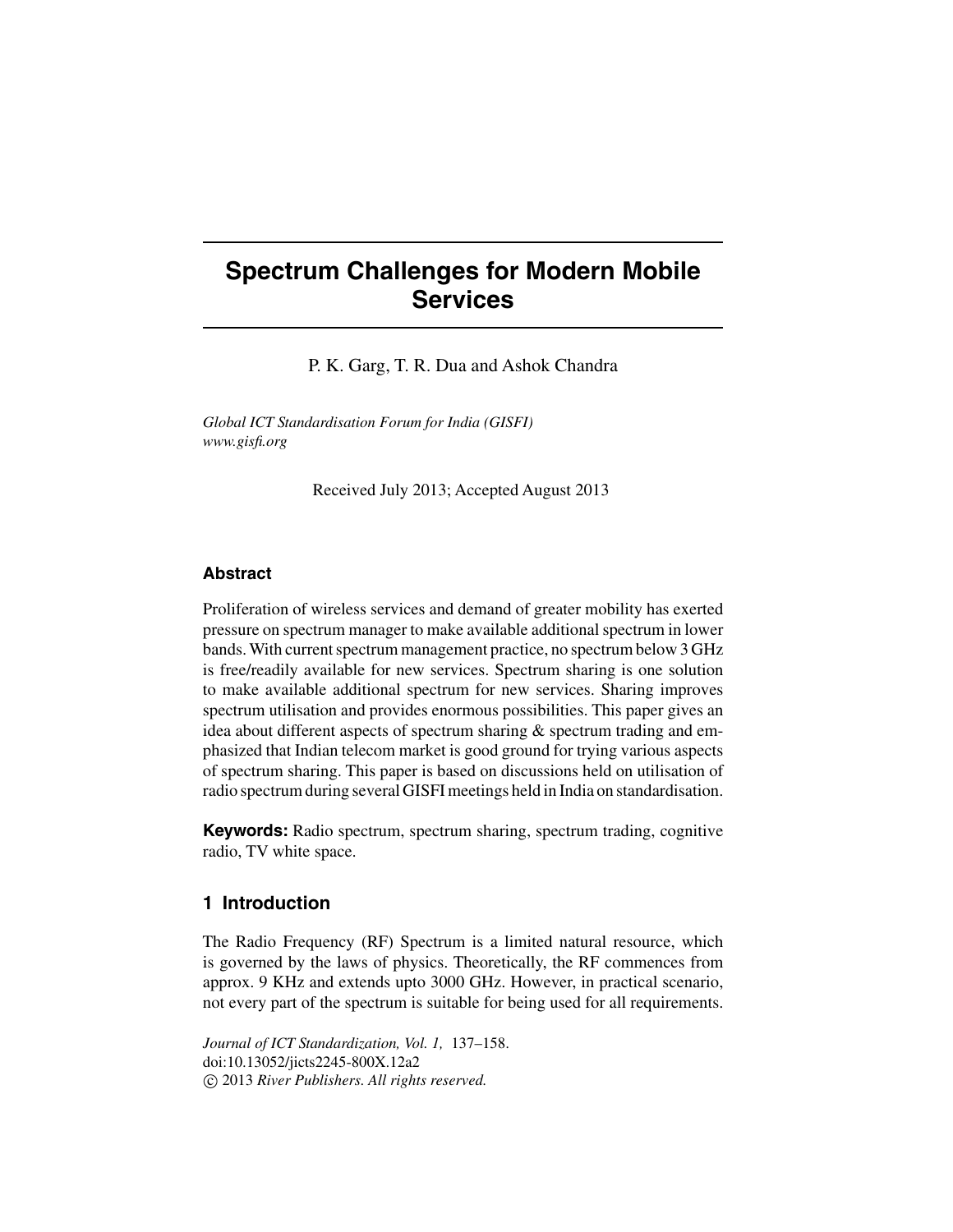# Spectrum Challenges for Modern Mobile Services

P. K. Garg, T. R. Dua and Ashok Chandra

*Global ICT Standardisation Forum for India (GISFI)*
*www.gisfi.org*

Received July 2013; Accepted August 2013

## Abstract

Proliferation of wireless services and demand of greater mobility has exerted pressure on spectrum manager to make available additional spectrum in lower bands. With current spectrum management practice, no spectrum below 3 GHz is free/readily available for new services. Spectrum sharing is one solution to make available additional spectrum for new services. Sharing improves spectrum utilisation and provides enormous possibilities. This paper gives an idea about different aspects of spectrum sharing & spectrum trading and emphasized that Indian telecom market is good ground for trying various aspects of spectrum sharing. This paper is based on discussions held on utilisation of radio spectrum during several GISFI meetings held in India on standardisation.

**Keywords:** Radio spectrum, spectrum sharing, spectrum trading, cognitive radio, TV white space.

## 1 Introduction

The Radio Frequency (RF) Spectrum is a limited natural resource, which is governed by the laws of physics. Theoretically, the RF commences from approx. 9 KHz and extends upto 3000 GHz. However, in practical scenario, not every part of the spectrum is suitable for being used for all requirements.

*Journal of ICT Standardization, Vol. 1,* 137–158.
doi:10.13052/jicts2245-800X.12a2
© 2013 *River Publishers. All rights reserved.*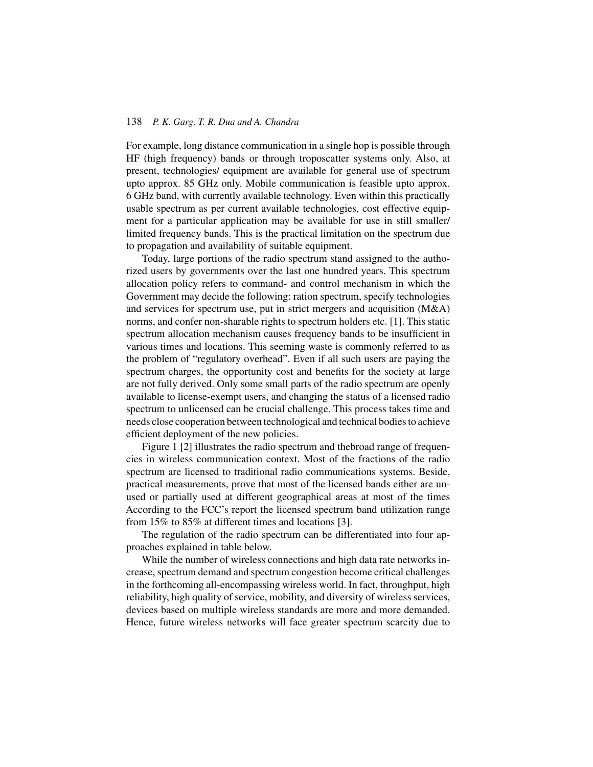For example, long distance communication in a single hop is possible through HF (high frequency) bands or through troposcatter systems only. Also, at present, technologies/ equipment are available for general use of spectrum upto approx. 85 GHz only. Mobile communication is feasible upto approx. 6 GHz band, with currently available technology. Even within this practically usable spectrum as per current available technologies, cost effective equipment for a particular application may be available for use in still smaller/ limited frequency bands. This is the practical limitation on the spectrum due to propagation and availability of suitable equipment.

Today, large portions of the radio spectrum stand assigned to the authorized users by governments over the last one hundred years. This spectrum allocation policy refers to command- and control mechanism in which the Government may decide the following: ration spectrum, specify technologies and services for spectrum use, put in strict mergers and acquisition (M&A) norms, and confer non-sharable rights to spectrum holders etc. [1]. This static spectrum allocation mechanism causes frequency bands to be insufficient in various times and locations. This seeming waste is commonly referred to as the problem of "regulatory overhead". Even if all such users are paying the spectrum charges, the opportunity cost and benefits for the society at large are not fully derived. Only some small parts of the radio spectrum are openly available to license-exempt users, and changing the status of a licensed radio spectrum to unlicensed can be crucial challenge. This process takes time and needs close cooperation between technological and technical bodies to achieve efficient deployment of the new policies.

Figure 1 [2] illustrates the radio spectrum and thebroad range of frequencies in wireless communication context. Most of the fractions of the radio spectrum are licensed to traditional radio communications systems. Beside, practical measurements, prove that most of the licensed bands either are unused or partially used at different geographical areas at most of the times According to the FCC's report the licensed spectrum band utilization range from 15% to 85% at different times and locations [3].

The regulation of the radio spectrum can be differentiated into four approaches explained in table below.

While the number of wireless connections and high data rate networks increase, spectrum demand and spectrum congestion become critical challenges in the forthcoming all-encompassing wireless world. In fact, throughput, high reliability, high quality of service, mobility, and diversity of wireless services, devices based on multiple wireless standards are more and more demanded. Hence, future wireless networks will face greater spectrum scarcity due to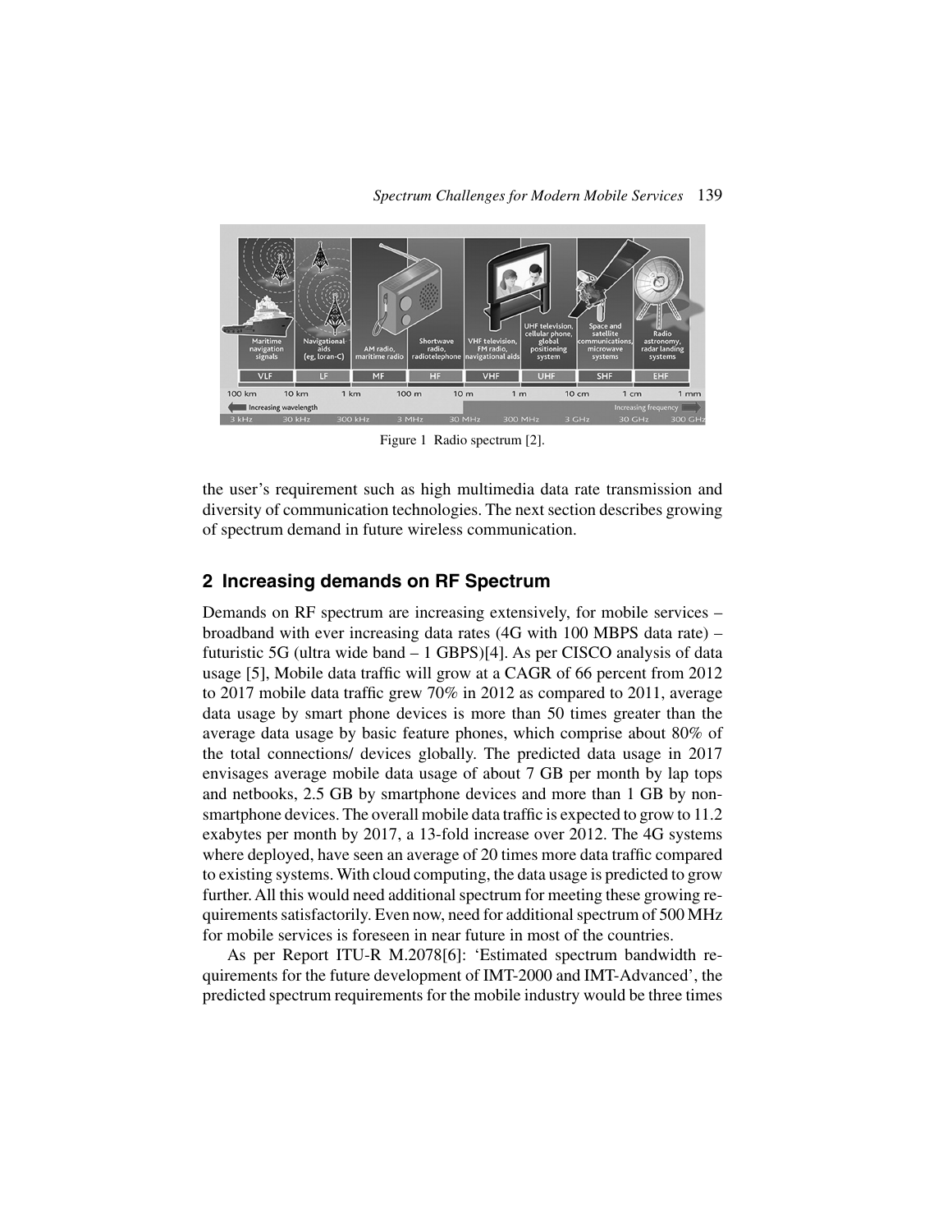Figure 1 Radio spectrum [2].

the user's requirement such as high multimedia data rate transmission and diversity of communication technologies. The next section describes growing of spectrum demand in future wireless communication.

## 2 Increasing demands on RF Spectrum

Demands on RF spectrum are increasing extensively, for mobile services – broadband with ever increasing data rates (4G with 100 MBPS data rate) – futuristic 5G (ultra wide band – 1 GBPS)[4]. As per CISCO analysis of data usage [5], Mobile data traffic will grow at a CAGR of 66 percent from 2012 to 2017 mobile data traffic grew 70% in 2012 as compared to 2011, average data usage by smart phone devices is more than 50 times greater than the average data usage by basic feature phones, which comprise about 80% of the total connections/ devices globally. The predicted data usage in 2017 envisages average mobile data usage of about 7 GB per month by lap tops and netbooks, 2.5 GB by smartphone devices and more than 1 GB by non-smartphone devices. The overall mobile data traffic is expected to grow to 11.2 exabytes per month by 2017, a 13-fold increase over 2012. The 4G systems where deployed, have seen an average of 20 times more data traffic compared to existing systems. With cloud computing, the data usage is predicted to grow further. All this would need additional spectrum for meeting these growing requirements satisfactorily. Even now, need for additional spectrum of 500 MHz for mobile services is foreseen in near future in most of the countries.

As per Report ITU-R M.2078[6]: 'Estimated spectrum bandwidth requirements for the future development of IMT-2000 and IMT-Advanced', the predicted spectrum requirements for the mobile industry would be three times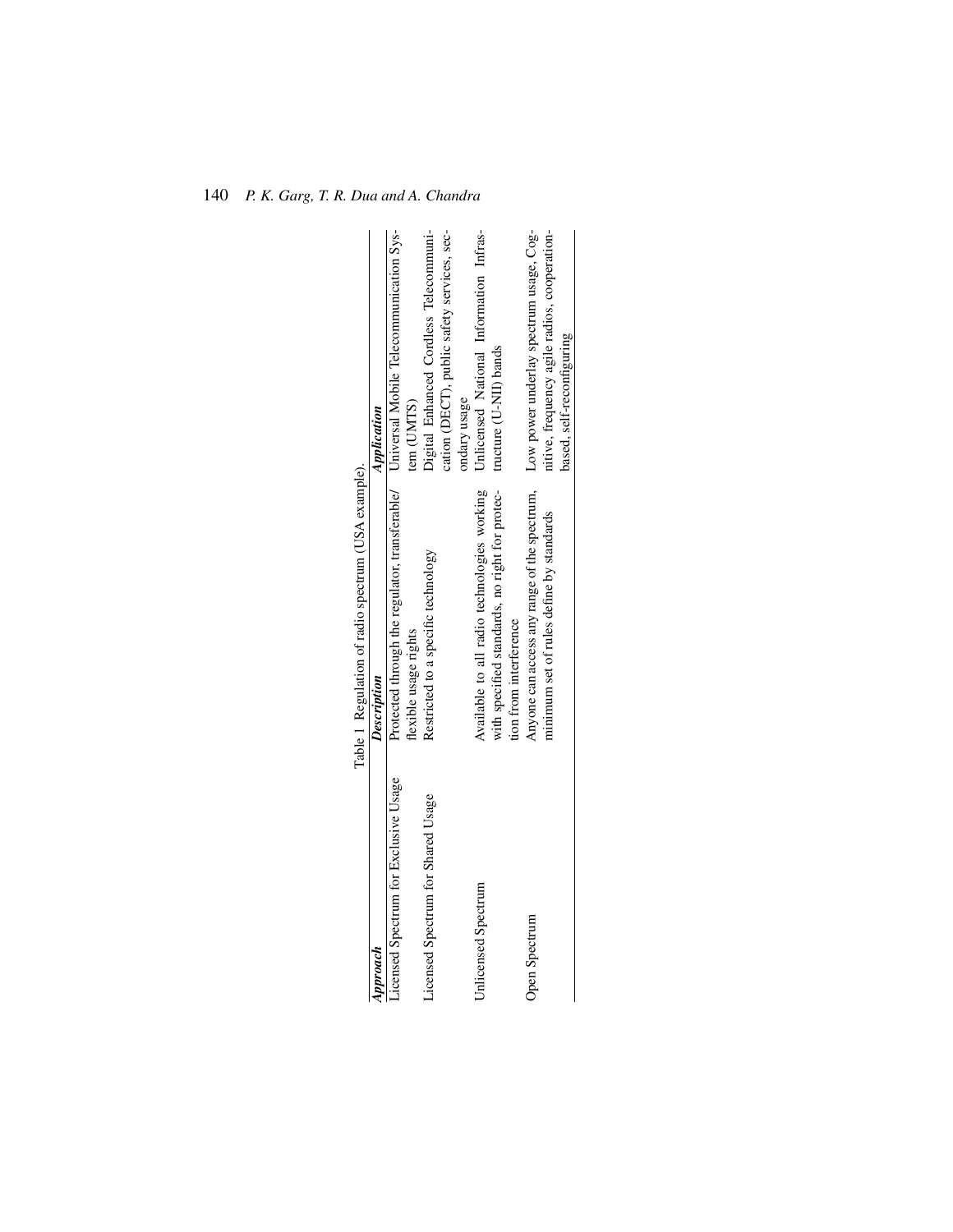Table 1 Regulation of radio spectrum (USA example).

| *Approach* | *Description* | *Application* |
|---|---|---|
| Licensed Spectrum for Exclusive Usage | Protected through the regulator, transferable/ flexible usage rights | Universal Mobile Telecommunication System (UMTS) |
| Licensed Spectrum for Shared Usage | Restricted to a specific technology | Digital Enhanced Cordless Telecommunication (DECT), public safety services, secondary usage |
| Unlicensed Spectrum | Available to all radio technologies working with specified standards, no right for protection from interference | Unlicensed National Information Infrastructure (U-NII) bands |
| Open Spectrum | Anyone can access any range of the spectrum, minimum set of rules define by standards | Low power underlay spectrum usage, Cognitive, frequency agile radios, cooperation-based, self-reconfiguring |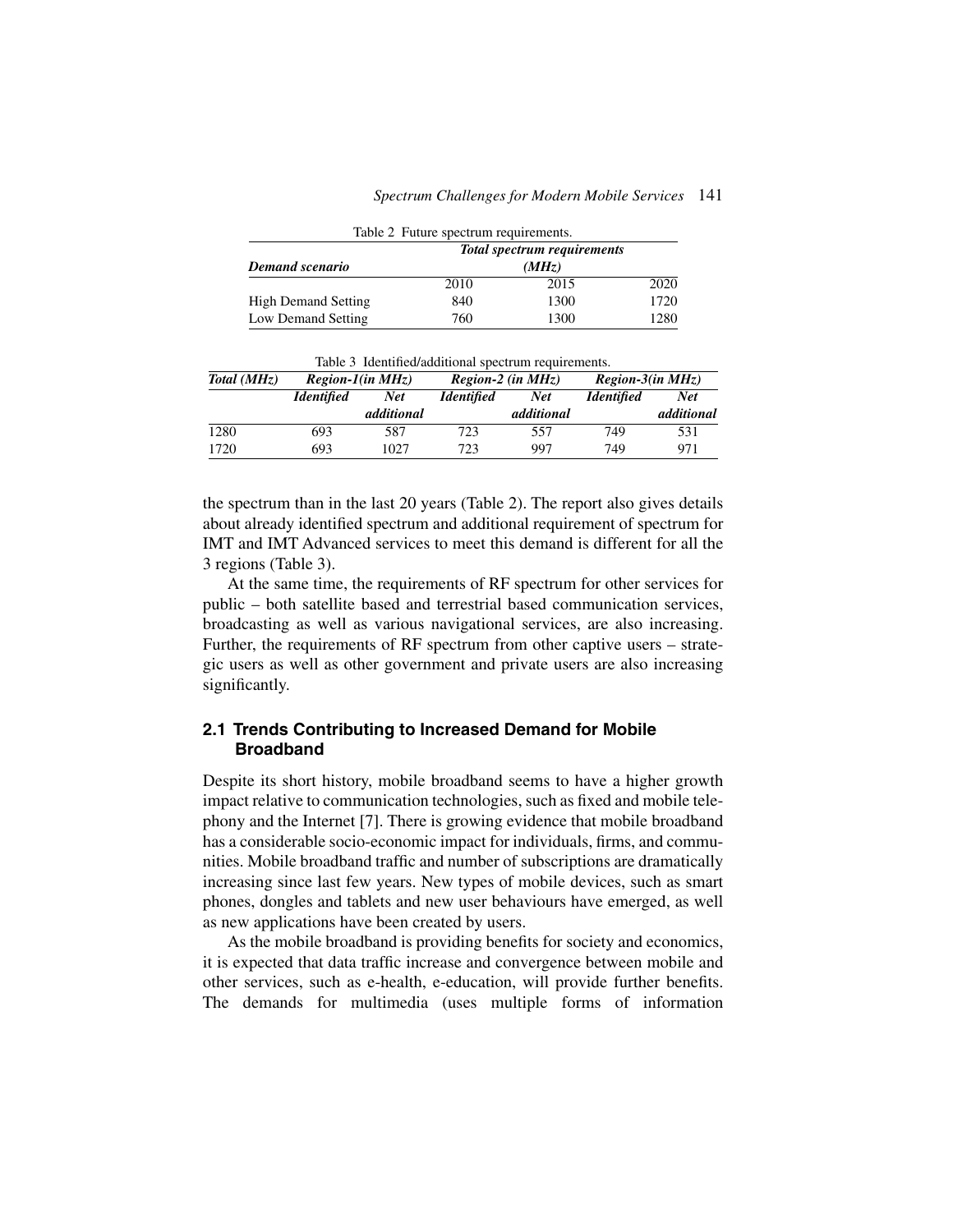Table 2 Future spectrum requirements.

| ***Demand scenario*** | ***Total spectrum requirements (MHz)*** | | |
|---|---|---|---|
| | 2010 | 2015 | 2020 |
| High Demand Setting | 840 | 1300 | 1720 |
| Low Demand Setting | 760 | 1300 | 1280 |

Table 3 Identified/additional spectrum requirements.

| ***Total (MHz)*** | ***Region-1(in MHz)*** | | ***Region-2 (in MHz)*** | | ***Region-3(in MHz)*** | |
|---|---|---|---|---|---|---|
| | ***Identified*** | ***Net additional*** | ***Identified*** | ***Net additional*** | ***Identified*** | ***Net additional*** |
| 1280 | 693 | 587 | 723 | 557 | 749 | 531 |
| 1720 | 693 | 1027 | 723 | 997 | 749 | 971 |

the spectrum than in the last 20 years (Table 2). The report also gives details about already identified spectrum and additional requirement of spectrum for IMT and IMT Advanced services to meet this demand is different for all the 3 regions (Table 3).

At the same time, the requirements of RF spectrum for other services for public – both satellite based and terrestrial based communication services, broadcasting as well as various navigational services, are also increasing. Further, the requirements of RF spectrum from other captive users – strategic users as well as other government and private users are also increasing significantly.

### 2.1 Trends Contributing to Increased Demand for Mobile Broadband

Despite its short history, mobile broadband seems to have a higher growth impact relative to communication technologies, such as fixed and mobile telephony and the Internet [7]. There is growing evidence that mobile broadband has a considerable socio-economic impact for individuals, firms, and communities. Mobile broadband traffic and number of subscriptions are dramatically increasing since last few years. New types of mobile devices, such as smart phones, dongles and tablets and new user behaviours have emerged, as well as new applications have been created by users.

As the mobile broadband is providing benefits for society and economics, it is expected that data traffic increase and convergence between mobile and other services, such as e-health, e-education, will provide further benefits. The demands for multimedia (uses multiple forms of information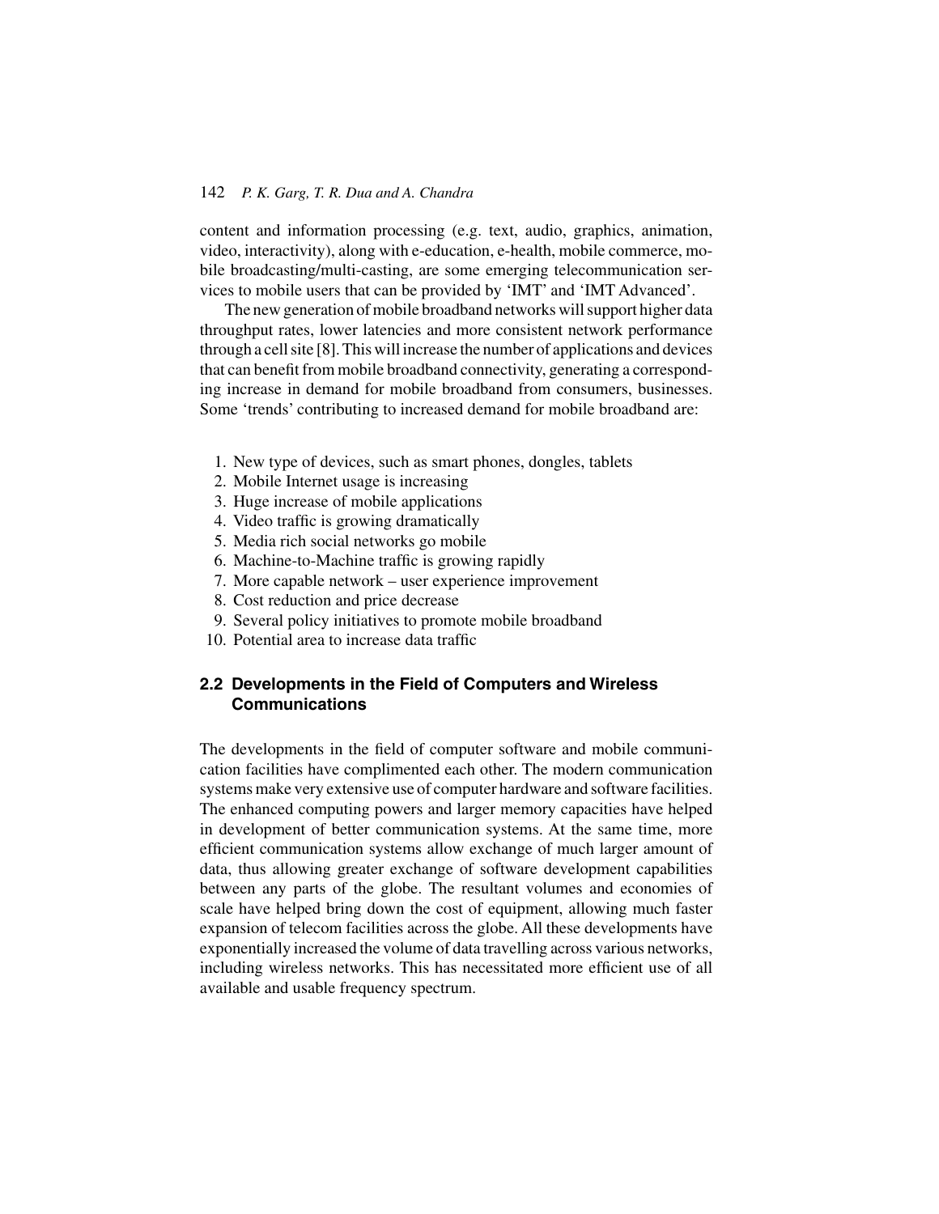content and information processing (e.g. text, audio, graphics, animation, video, interactivity), along with e-education, e-health, mobile commerce, mobile broadcasting/multi-casting, are some emerging telecommunication services to mobile users that can be provided by 'IMT' and 'IMT Advanced'.

The new generation of mobile broadband networks will support higher data throughput rates, lower latencies and more consistent network performance through a cell site [8]. This will increase the number of applications and devices that can benefit from mobile broadband connectivity, generating a corresponding increase in demand for mobile broadband from consumers, businesses. Some 'trends' contributing to increased demand for mobile broadband are:

1. New type of devices, such as smart phones, dongles, tablets
2. Mobile Internet usage is increasing
3. Huge increase of mobile applications
4. Video traffic is growing dramatically
5. Media rich social networks go mobile
6. Machine-to-Machine traffic is growing rapidly
7. More capable network – user experience improvement
8. Cost reduction and price decrease
9. Several policy initiatives to promote mobile broadband
10. Potential area to increase data traffic

## 2.2 Developments in the Field of Computers and Wireless Communications

The developments in the field of computer software and mobile communication facilities have complimented each other. The modern communication systems make very extensive use of computer hardware and software facilities. The enhanced computing powers and larger memory capacities have helped in development of better communication systems. At the same time, more efficient communication systems allow exchange of much larger amount of data, thus allowing greater exchange of software development capabilities between any parts of the globe. The resultant volumes and economies of scale have helped bring down the cost of equipment, allowing much faster expansion of telecom facilities across the globe. All these developments have exponentially increased the volume of data travelling across various networks, including wireless networks. This has necessitated more efficient use of all available and usable frequency spectrum.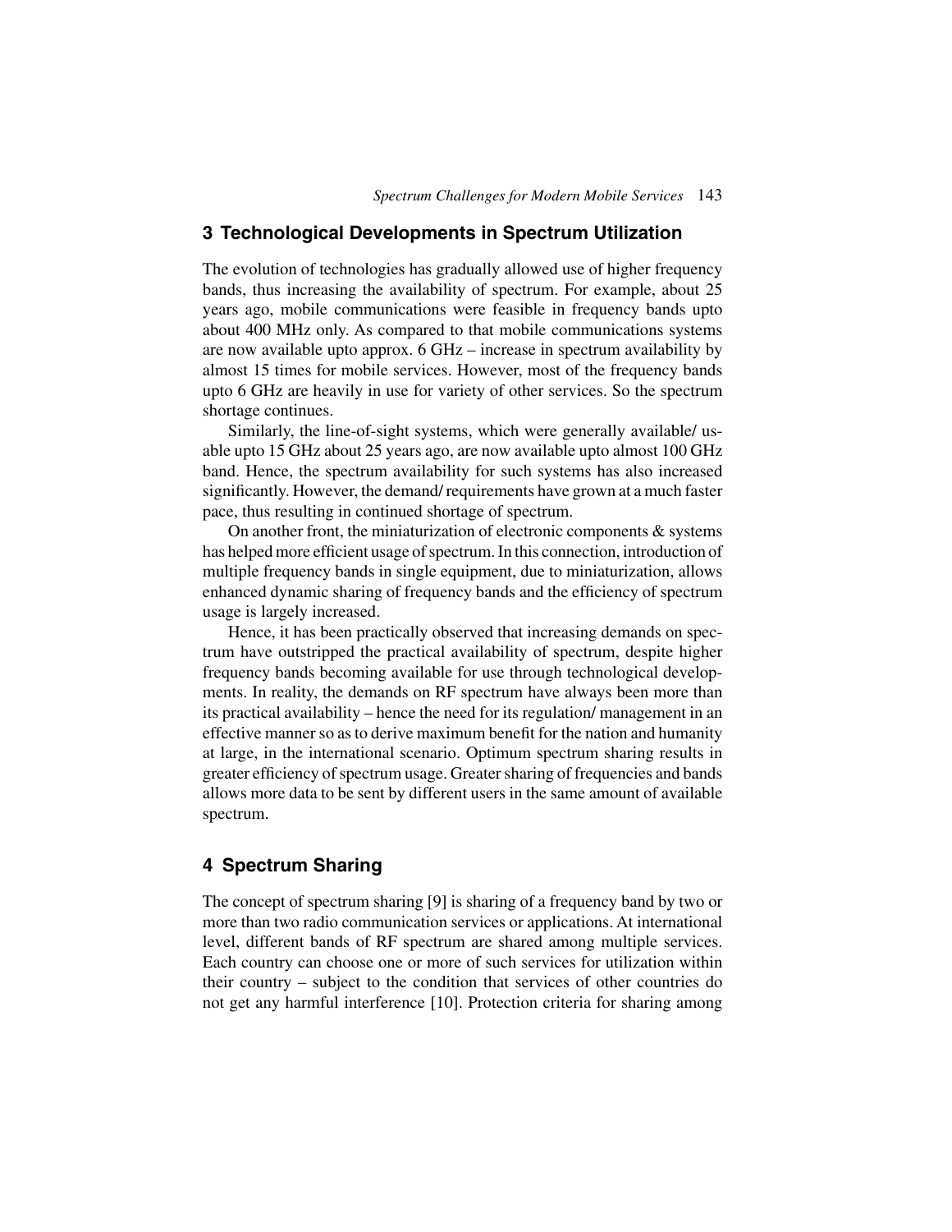## 3 Technological Developments in Spectrum Utilization

The evolution of technologies has gradually allowed use of higher frequency bands, thus increasing the availability of spectrum. For example, about 25 years ago, mobile communications were feasible in frequency bands upto about 400 MHz only. As compared to that mobile communications systems are now available upto approx. 6 GHz – increase in spectrum availability by almost 15 times for mobile services. However, most of the frequency bands upto 6 GHz are heavily in use for variety of other services. So the spectrum shortage continues.

Similarly, the line-of-sight systems, which were generally available/ usable upto 15 GHz about 25 years ago, are now available upto almost 100 GHz band. Hence, the spectrum availability for such systems has also increased significantly. However, the demand/ requirements have grown at a much faster pace, thus resulting in continued shortage of spectrum.

On another front, the miniaturization of electronic components & systems has helped more efficient usage of spectrum. In this connection, introduction of multiple frequency bands in single equipment, due to miniaturization, allows enhanced dynamic sharing of frequency bands and the efficiency of spectrum usage is largely increased.

Hence, it has been practically observed that increasing demands on spectrum have outstripped the practical availability of spectrum, despite higher frequency bands becoming available for use through technological developments. In reality, the demands on RF spectrum have always been more than its practical availability – hence the need for its regulation/ management in an effective manner so as to derive maximum benefit for the nation and humanity at large, in the international scenario. Optimum spectrum sharing results in greater efficiency of spectrum usage. Greater sharing of frequencies and bands allows more data to be sent by different users in the same amount of available spectrum.

## 4 Spectrum Sharing

The concept of spectrum sharing [9] is sharing of a frequency band by two or more than two radio communication services or applications. At international level, different bands of RF spectrum are shared among multiple services. Each country can choose one or more of such services for utilization within their country – subject to the condition that services of other countries do not get any harmful interference [10]. Protection criteria for sharing among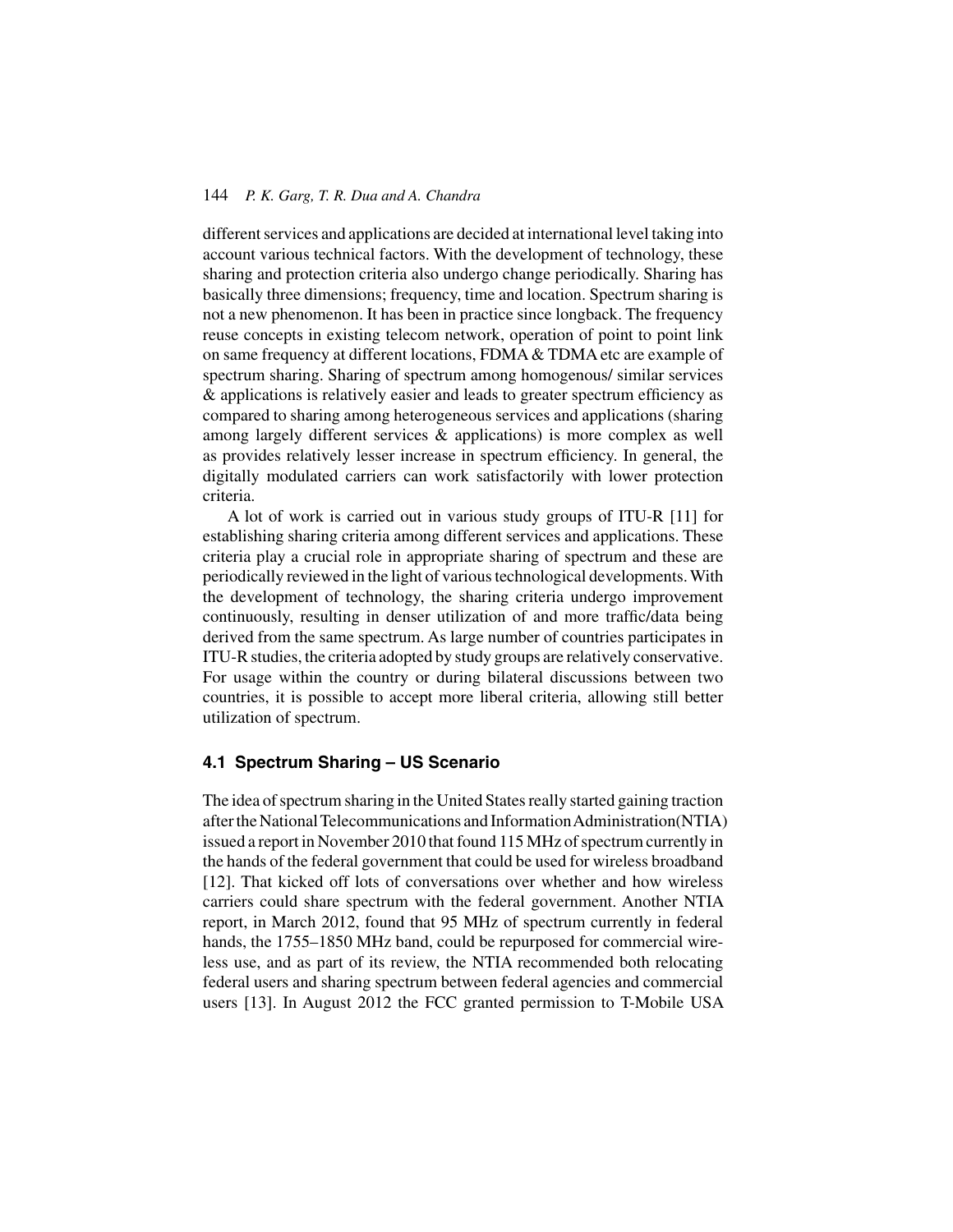different services and applications are decided at international level taking into account various technical factors. With the development of technology, these sharing and protection criteria also undergo change periodically. Sharing has basically three dimensions; frequency, time and location. Spectrum sharing is not a new phenomenon. It has been in practice since longback. The frequency reuse concepts in existing telecom network, operation of point to point link on same frequency at different locations, FDMA & TDMA etc are example of spectrum sharing. Sharing of spectrum among homogenous/ similar services & applications is relatively easier and leads to greater spectrum efficiency as compared to sharing among heterogeneous services and applications (sharing among largely different services & applications) is more complex as well as provides relatively lesser increase in spectrum efficiency. In general, the digitally modulated carriers can work satisfactorily with lower protection criteria.

A lot of work is carried out in various study groups of ITU-R [11] for establishing sharing criteria among different services and applications. These criteria play a crucial role in appropriate sharing of spectrum and these are periodically reviewed in the light of various technological developments. With the development of technology, the sharing criteria undergo improvement continuously, resulting in denser utilization of and more traffic/data being derived from the same spectrum. As large number of countries participates in ITU-R studies, the criteria adopted by study groups are relatively conservative. For usage within the country or during bilateral discussions between two countries, it is possible to accept more liberal criteria, allowing still better utilization of spectrum.

### 4.1 Spectrum Sharing – US Scenario

The idea of spectrum sharing in the United States really started gaining traction after the National Telecommunications and Information Administration(NTIA) issued a report in November 2010 that found 115 MHz of spectrum currently in the hands of the federal government that could be used for wireless broadband [12]. That kicked off lots of conversations over whether and how wireless carriers could share spectrum with the federal government. Another NTIA report, in March 2012, found that 95 MHz of spectrum currently in federal hands, the 1755–1850 MHz band, could be repurposed for commercial wireless use, and as part of its review, the NTIA recommended both relocating federal users and sharing spectrum between federal agencies and commercial users [13]. In August 2012 the FCC granted permission to T-Mobile USA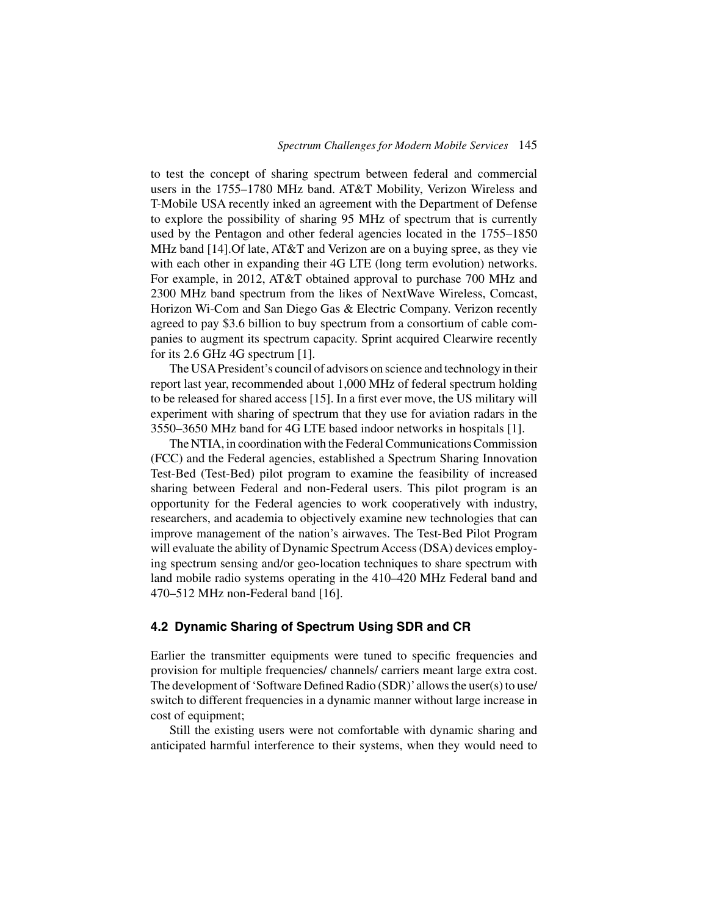to test the concept of sharing spectrum between federal and commercial users in the 1755–1780 MHz band. AT&T Mobility, Verizon Wireless and T-Mobile USA recently inked an agreement with the Department of Defense to explore the possibility of sharing 95 MHz of spectrum that is currently used by the Pentagon and other federal agencies located in the 1755–1850 MHz band [14].Of late, AT&T and Verizon are on a buying spree, as they vie with each other in expanding their 4G LTE (long term evolution) networks. For example, in 2012, AT&T obtained approval to purchase 700 MHz and 2300 MHz band spectrum from the likes of NextWave Wireless, Comcast, Horizon Wi-Com and San Diego Gas & Electric Company. Verizon recently agreed to pay $3.6 billion to buy spectrum from a consortium of cable companies to augment its spectrum capacity. Sprint acquired Clearwire recently for its 2.6 GHz 4G spectrum [1].

The USA President's council of advisors on science and technology in their report last year, recommended about 1,000 MHz of federal spectrum holding to be released for shared access [15]. In a first ever move, the US military will experiment with sharing of spectrum that they use for aviation radars in the 3550–3650 MHz band for 4G LTE based indoor networks in hospitals [1].

The NTIA, in coordination with the Federal Communications Commission (FCC) and the Federal agencies, established a Spectrum Sharing Innovation Test-Bed (Test-Bed) pilot program to examine the feasibility of increased sharing between Federal and non-Federal users. This pilot program is an opportunity for the Federal agencies to work cooperatively with industry, researchers, and academia to objectively examine new technologies that can improve management of the nation's airwaves. The Test-Bed Pilot Program will evaluate the ability of Dynamic Spectrum Access (DSA) devices employing spectrum sensing and/or geo-location techniques to share spectrum with land mobile radio systems operating in the 410–420 MHz Federal band and 470–512 MHz non-Federal band [16].

## 4.2 Dynamic Sharing of Spectrum Using SDR and CR

Earlier the transmitter equipments were tuned to specific frequencies and provision for multiple frequencies/ channels/ carriers meant large extra cost. The development of 'Software Defined Radio (SDR)' allows the user(s) to use/ switch to different frequencies in a dynamic manner without large increase in cost of equipment;

Still the existing users were not comfortable with dynamic sharing and anticipated harmful interference to their systems, when they would need to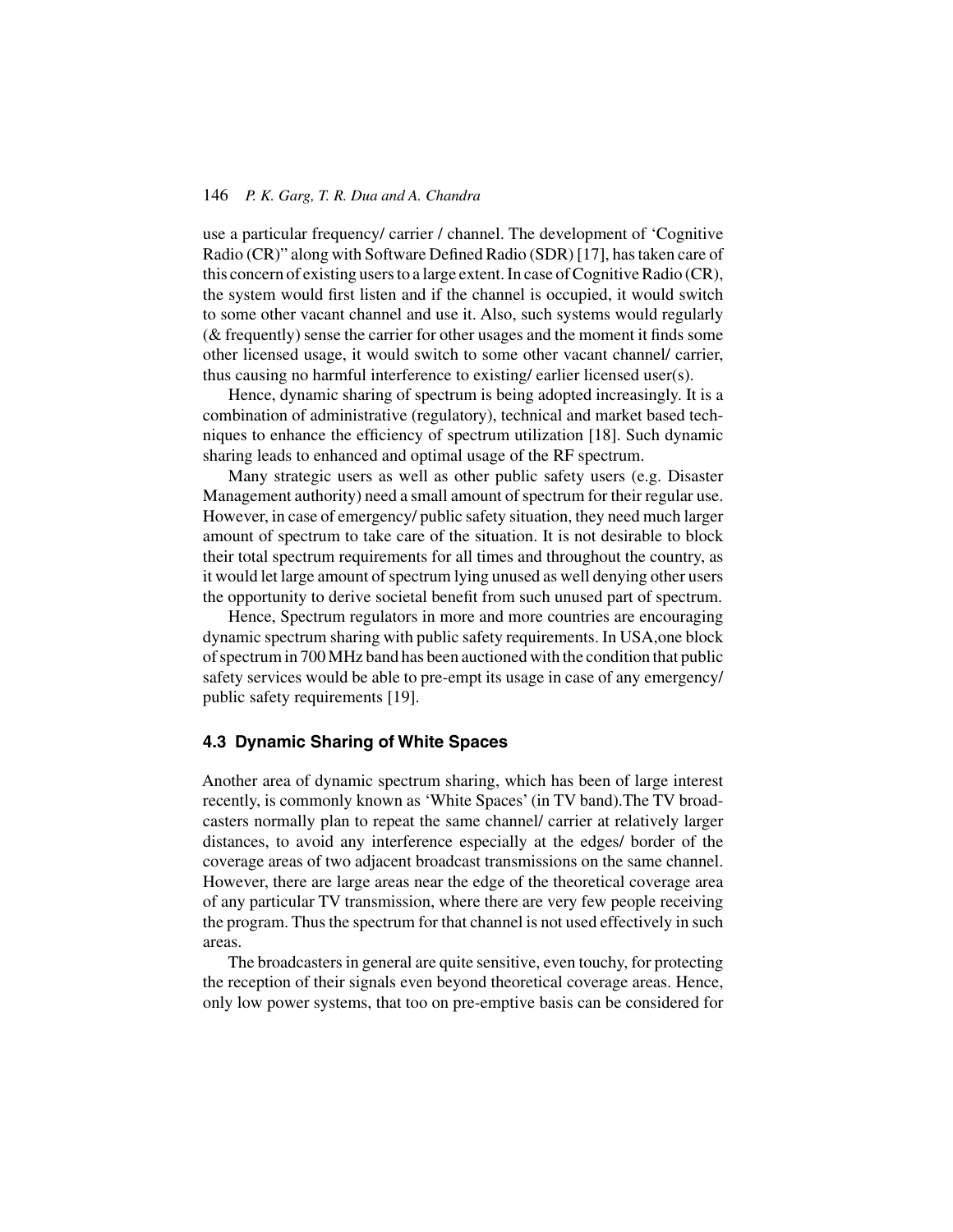use a particular frequency/ carrier / channel. The development of 'Cognitive Radio (CR)" along with Software Defined Radio (SDR) [17], has taken care of this concern of existing users to a large extent. In case of Cognitive Radio (CR), the system would first listen and if the channel is occupied, it would switch to some other vacant channel and use it. Also, such systems would regularly (& frequently) sense the carrier for other usages and the moment it finds some other licensed usage, it would switch to some other vacant channel/ carrier, thus causing no harmful interference to existing/ earlier licensed user(s).

Hence, dynamic sharing of spectrum is being adopted increasingly. It is a combination of administrative (regulatory), technical and market based techniques to enhance the efficiency of spectrum utilization [18]. Such dynamic sharing leads to enhanced and optimal usage of the RF spectrum.

Many strategic users as well as other public safety users (e.g. Disaster Management authority) need a small amount of spectrum for their regular use. However, in case of emergency/ public safety situation, they need much larger amount of spectrum to take care of the situation. It is not desirable to block their total spectrum requirements for all times and throughout the country, as it would let large amount of spectrum lying unused as well denying other users the opportunity to derive societal benefit from such unused part of spectrum.

Hence, Spectrum regulators in more and more countries are encouraging dynamic spectrum sharing with public safety requirements. In USA,one block of spectrum in 700 MHz band has been auctioned with the condition that public safety services would be able to pre-empt its usage in case of any emergency/ public safety requirements [19].

### 4.3 Dynamic Sharing of White Spaces

Another area of dynamic spectrum sharing, which has been of large interest recently, is commonly known as 'White Spaces' (in TV band).The TV broadcasters normally plan to repeat the same channel/ carrier at relatively larger distances, to avoid any interference especially at the edges/ border of the coverage areas of two adjacent broadcast transmissions on the same channel. However, there are large areas near the edge of the theoretical coverage area of any particular TV transmission, where there are very few people receiving the program. Thus the spectrum for that channel is not used effectively in such areas.

The broadcasters in general are quite sensitive, even touchy, for protecting the reception of their signals even beyond theoretical coverage areas. Hence, only low power systems, that too on pre-emptive basis can be considered for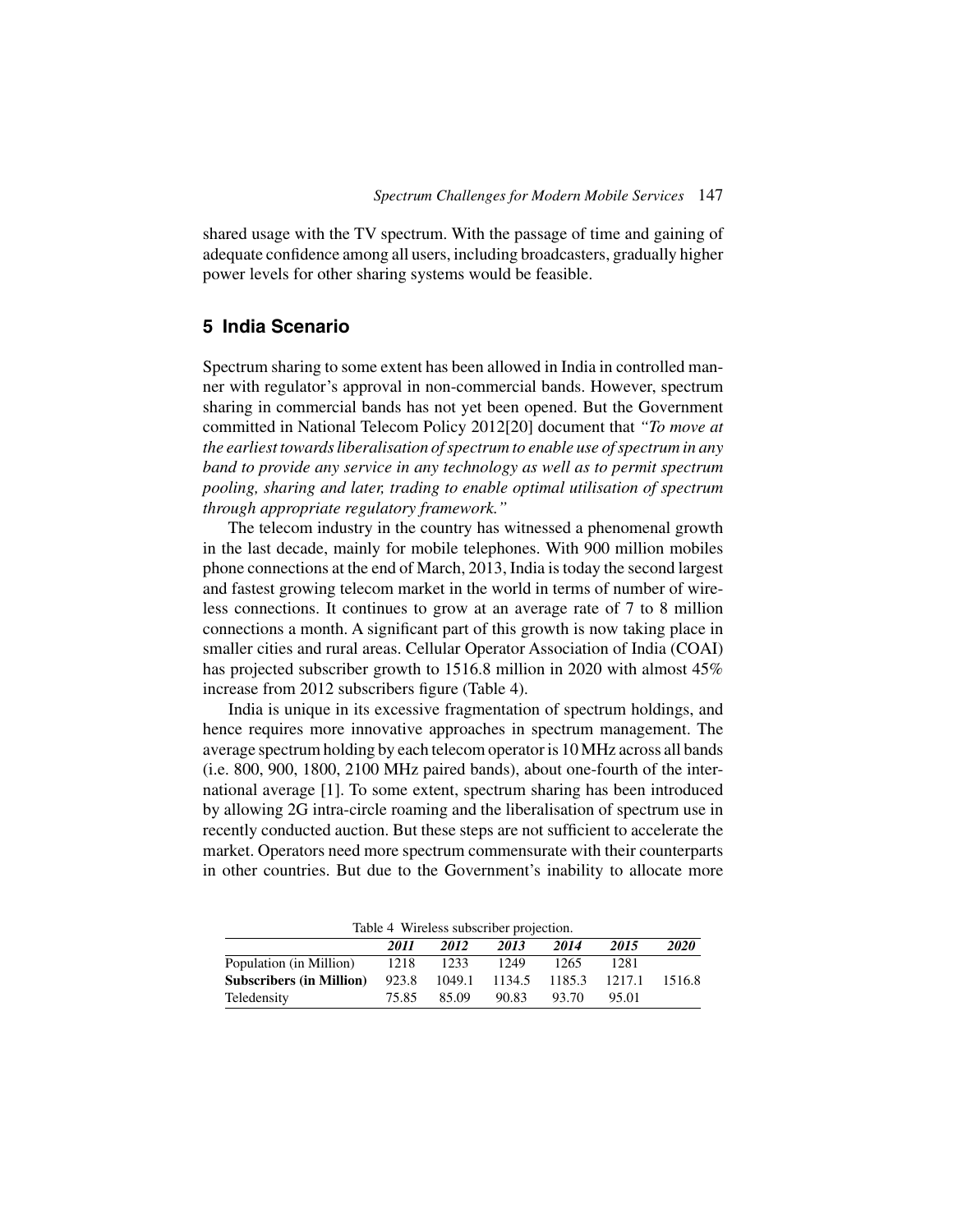shared usage with the TV spectrum. With the passage of time and gaining of adequate confidence among all users, including broadcasters, gradually higher power levels for other sharing systems would be feasible.

## 5 India Scenario

Spectrum sharing to some extent has been allowed in India in controlled manner with regulator's approval in non-commercial bands. However, spectrum sharing in commercial bands has not yet been opened. But the Government committed in National Telecom Policy 2012[20] document that *"To move at the earliest towards liberalisation of spectrum to enable use of spectrum in any band to provide any service in any technology as well as to permit spectrum pooling, sharing and later, trading to enable optimal utilisation of spectrum through appropriate regulatory framework."*

The telecom industry in the country has witnessed a phenomenal growth in the last decade, mainly for mobile telephones. With 900 million mobiles phone connections at the end of March, 2013, India is today the second largest and fastest growing telecom market in the world in terms of number of wireless connections. It continues to grow at an average rate of 7 to 8 million connections a month. A significant part of this growth is now taking place in smaller cities and rural areas. Cellular Operator Association of India (COAI) has projected subscriber growth to 1516.8 million in 2020 with almost 45% increase from 2012 subscribers figure (Table 4).

India is unique in its excessive fragmentation of spectrum holdings, and hence requires more innovative approaches in spectrum management. The average spectrum holding by each telecom operator is 10 MHz across all bands (i.e. 800, 900, 1800, 2100 MHz paired bands), about one-fourth of the international average [1]. To some extent, spectrum sharing has been introduced by allowing 2G intra-circle roaming and the liberalisation of spectrum use in recently conducted auction. But these steps are not sufficient to accelerate the market. Operators need more spectrum commensurate with their counterparts in other countries. But due to the Government's inability to allocate more

Table 4 Wireless subscriber projection.

| | *2011* | *2012* | *2013* | *2014* | *2015* | *2020* |
|---|---|---|---|---|---|---|
| Population (in Million) | 1218 | 1233 | 1249 | 1265 | 1281 | |
| **Subscribers (in Million)** | 923.8 | 1049.1 | 1134.5 | 1185.3 | 1217.1 | 1516.8 |
| Teledensity | 75.85 | 85.09 | 90.83 | 93.70 | 95.01 | |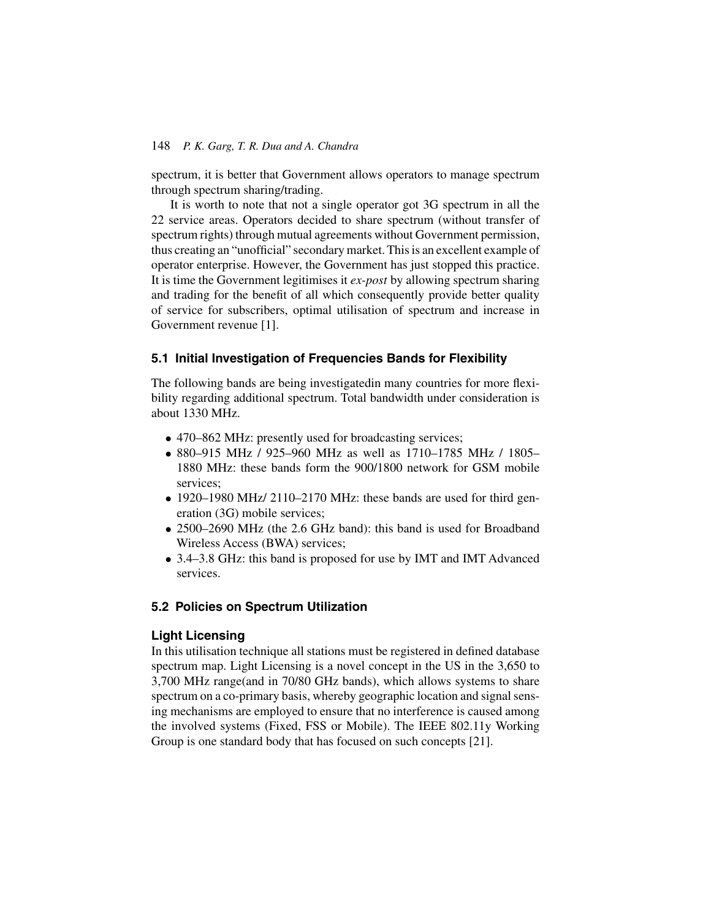spectrum, it is better that Government allows operators to manage spectrum through spectrum sharing/trading.

It is worth to note that not a single operator got 3G spectrum in all the 22 service areas. Operators decided to share spectrum (without transfer of spectrum rights) through mutual agreements without Government permission, thus creating an "unofficial" secondary market. This is an excellent example of operator enterprise. However, the Government has just stopped this practice. It is time the Government legitimises it *ex-post* by allowing spectrum sharing and trading for the benefit of all which consequently provide better quality of service for subscribers, optimal utilisation of spectrum and increase in Government revenue [1].

## 5.1 Initial Investigation of Frequencies Bands for Flexibility

The following bands are being investigatedin many countries for more flexibility regarding additional spectrum. Total bandwidth under consideration is about 1330 MHz.

- 470–862 MHz: presently used for broadcasting services;
- 880–915 MHz / 925–960 MHz as well as 1710–1785 MHz / 1805–1880 MHz: these bands form the 900/1800 network for GSM mobile services;
- 1920–1980 MHz/ 2110–2170 MHz: these bands are used for third generation (3G) mobile services;
- 2500–2690 MHz (the 2.6 GHz band): this band is used for Broadband Wireless Access (BWA) services;
- 3.4–3.8 GHz: this band is proposed for use by IMT and IMT Advanced services.

## 5.2 Policies on Spectrum Utilization

### Light Licensing

In this utilisation technique all stations must be registered in defined database spectrum map. Light Licensing is a novel concept in the US in the 3,650 to 3,700 MHz range(and in 70/80 GHz bands), which allows systems to share spectrum on a co-primary basis, whereby geographic location and signal sensing mechanisms are employed to ensure that no interference is caused among the involved systems (Fixed, FSS or Mobile). The IEEE 802.11y Working Group is one standard body that has focused on such concepts [21].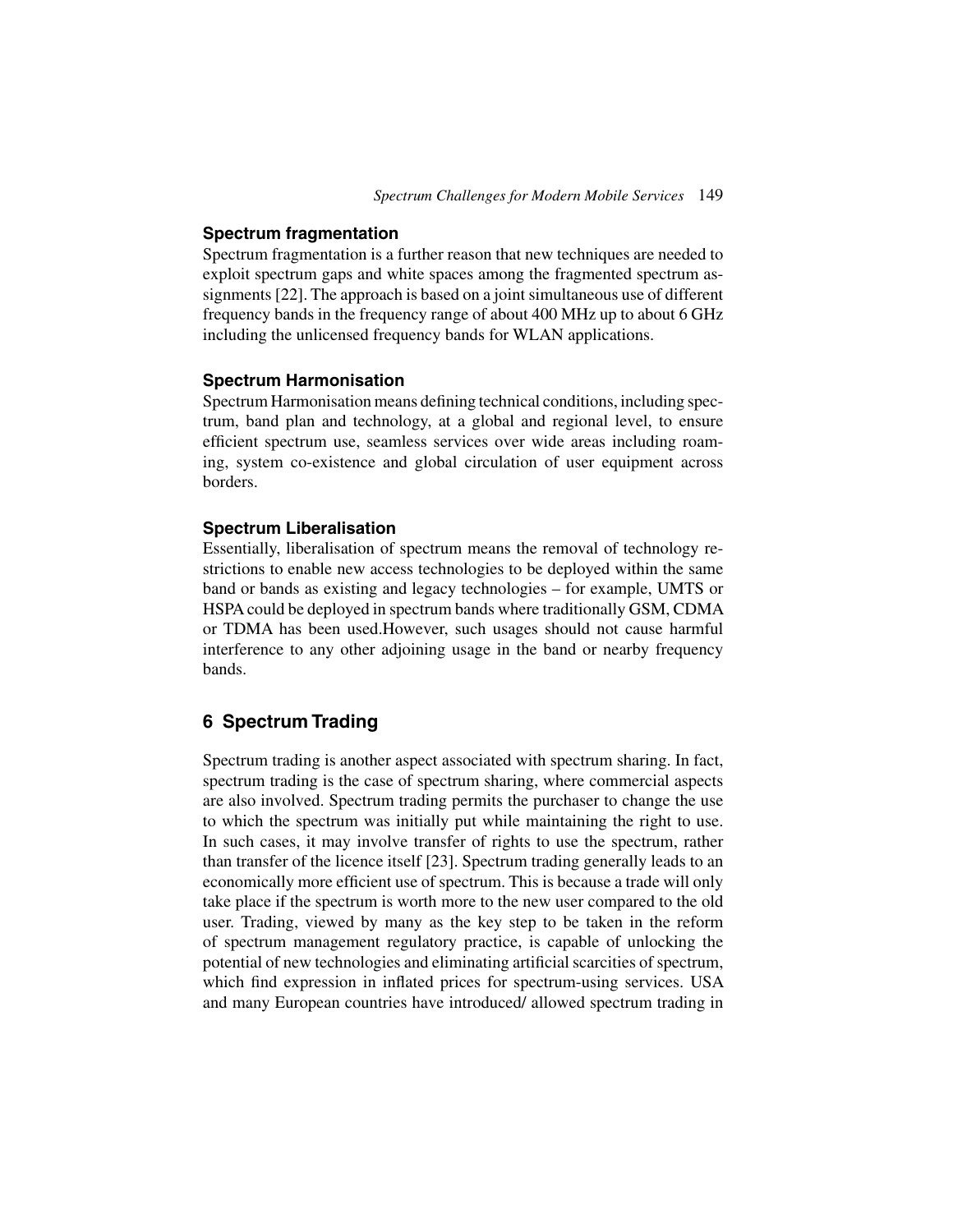### Spectrum fragmentation

Spectrum fragmentation is a further reason that new techniques are needed to exploit spectrum gaps and white spaces among the fragmented spectrum assignments [22]. The approach is based on a joint simultaneous use of different frequency bands in the frequency range of about 400 MHz up to about 6 GHz including the unlicensed frequency bands for WLAN applications.

### Spectrum Harmonisation

Spectrum Harmonisation means defining technical conditions, including spectrum, band plan and technology, at a global and regional level, to ensure efficient spectrum use, seamless services over wide areas including roaming, system co-existence and global circulation of user equipment across borders.

### Spectrum Liberalisation

Essentially, liberalisation of spectrum means the removal of technology restrictions to enable new access technologies to be deployed within the same band or bands as existing and legacy technologies – for example, UMTS or HSPA could be deployed in spectrum bands where traditionally GSM, CDMA or TDMA has been used.However, such usages should not cause harmful interference to any other adjoining usage in the band or nearby frequency bands.

## 6 Spectrum Trading

Spectrum trading is another aspect associated with spectrum sharing. In fact, spectrum trading is the case of spectrum sharing, where commercial aspects are also involved. Spectrum trading permits the purchaser to change the use to which the spectrum was initially put while maintaining the right to use. In such cases, it may involve transfer of rights to use the spectrum, rather than transfer of the licence itself [23]. Spectrum trading generally leads to an economically more efficient use of spectrum. This is because a trade will only take place if the spectrum is worth more to the new user compared to the old user. Trading, viewed by many as the key step to be taken in the reform of spectrum management regulatory practice, is capable of unlocking the potential of new technologies and eliminating artificial scarcities of spectrum, which find expression in inflated prices for spectrum-using services. USA and many European countries have introduced/ allowed spectrum trading in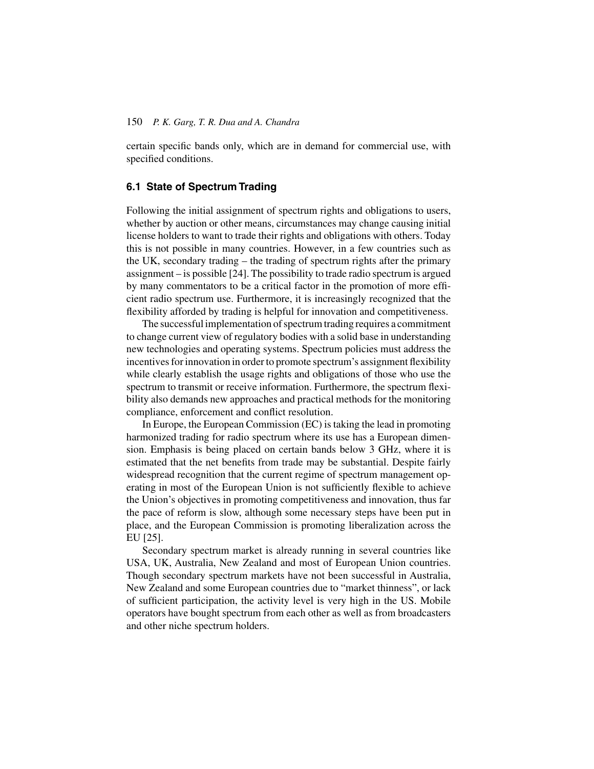certain specific bands only, which are in demand for commercial use, with specified conditions.

### 6.1 State of Spectrum Trading

Following the initial assignment of spectrum rights and obligations to users, whether by auction or other means, circumstances may change causing initial license holders to want to trade their rights and obligations with others. Today this is not possible in many countries. However, in a few countries such as the UK, secondary trading – the trading of spectrum rights after the primary assignment – is possible [24]. The possibility to trade radio spectrum is argued by many commentators to be a critical factor in the promotion of more efficient radio spectrum use. Furthermore, it is increasingly recognized that the flexibility afforded by trading is helpful for innovation and competitiveness.

The successful implementation of spectrum trading requires a commitment to change current view of regulatory bodies with a solid base in understanding new technologies and operating systems. Spectrum policies must address the incentives for innovation in order to promote spectrum's assignment flexibility while clearly establish the usage rights and obligations of those who use the spectrum to transmit or receive information. Furthermore, the spectrum flexibility also demands new approaches and practical methods for the monitoring compliance, enforcement and conflict resolution.

In Europe, the European Commission (EC) is taking the lead in promoting harmonized trading for radio spectrum where its use has a European dimension. Emphasis is being placed on certain bands below 3 GHz, where it is estimated that the net benefits from trade may be substantial. Despite fairly widespread recognition that the current regime of spectrum management operating in most of the European Union is not sufficiently flexible to achieve the Union's objectives in promoting competitiveness and innovation, thus far the pace of reform is slow, although some necessary steps have been put in place, and the European Commission is promoting liberalization across the EU [25].

Secondary spectrum market is already running in several countries like USA, UK, Australia, New Zealand and most of European Union countries. Though secondary spectrum markets have not been successful in Australia, New Zealand and some European countries due to "market thinness", or lack of sufficient participation, the activity level is very high in the US. Mobile operators have bought spectrum from each other as well as from broadcasters and other niche spectrum holders.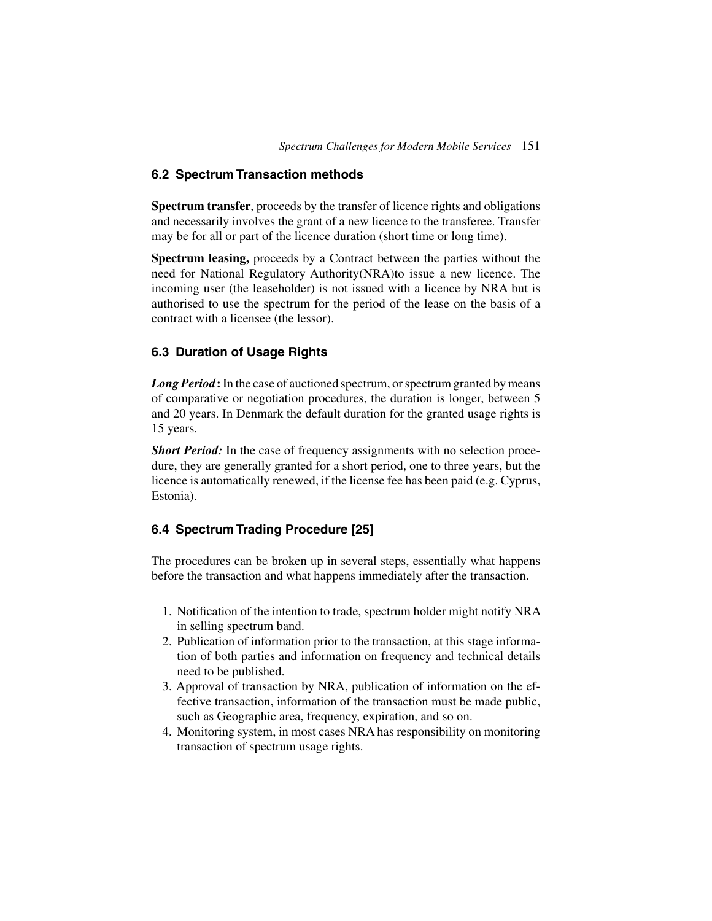## 6.2 Spectrum Transaction methods

**Spectrum transfer**, proceeds by the transfer of licence rights and obligations and necessarily involves the grant of a new licence to the transferee. Transfer may be for all or part of the licence duration (short time or long time).

**Spectrum leasing,** proceeds by a Contract between the parties without the need for National Regulatory Authority(NRA)to issue a new licence. The incoming user (the leaseholder) is not issued with a licence by NRA but is authorised to use the spectrum for the period of the lease on the basis of a contract with a licensee (the lessor).

## 6.3 Duration of Usage Rights

***Long Period*:** In the case of auctioned spectrum, or spectrum granted by means of comparative or negotiation procedures, the duration is longer, between 5 and 20 years. In Denmark the default duration for the granted usage rights is 15 years.

***Short Period:*** In the case of frequency assignments with no selection procedure, they are generally granted for a short period, one to three years, but the licence is automatically renewed, if the license fee has been paid (e.g. Cyprus, Estonia).

## 6.4 Spectrum Trading Procedure [25]

The procedures can be broken up in several steps, essentially what happens before the transaction and what happens immediately after the transaction.

1. Notification of the intention to trade, spectrum holder might notify NRA in selling spectrum band.
2. Publication of information prior to the transaction, at this stage information of both parties and information on frequency and technical details need to be published.
3. Approval of transaction by NRA, publication of information on the effective transaction, information of the transaction must be made public, such as Geographic area, frequency, expiration, and so on.
4. Monitoring system, in most cases NRA has responsibility on monitoring transaction of spectrum usage rights.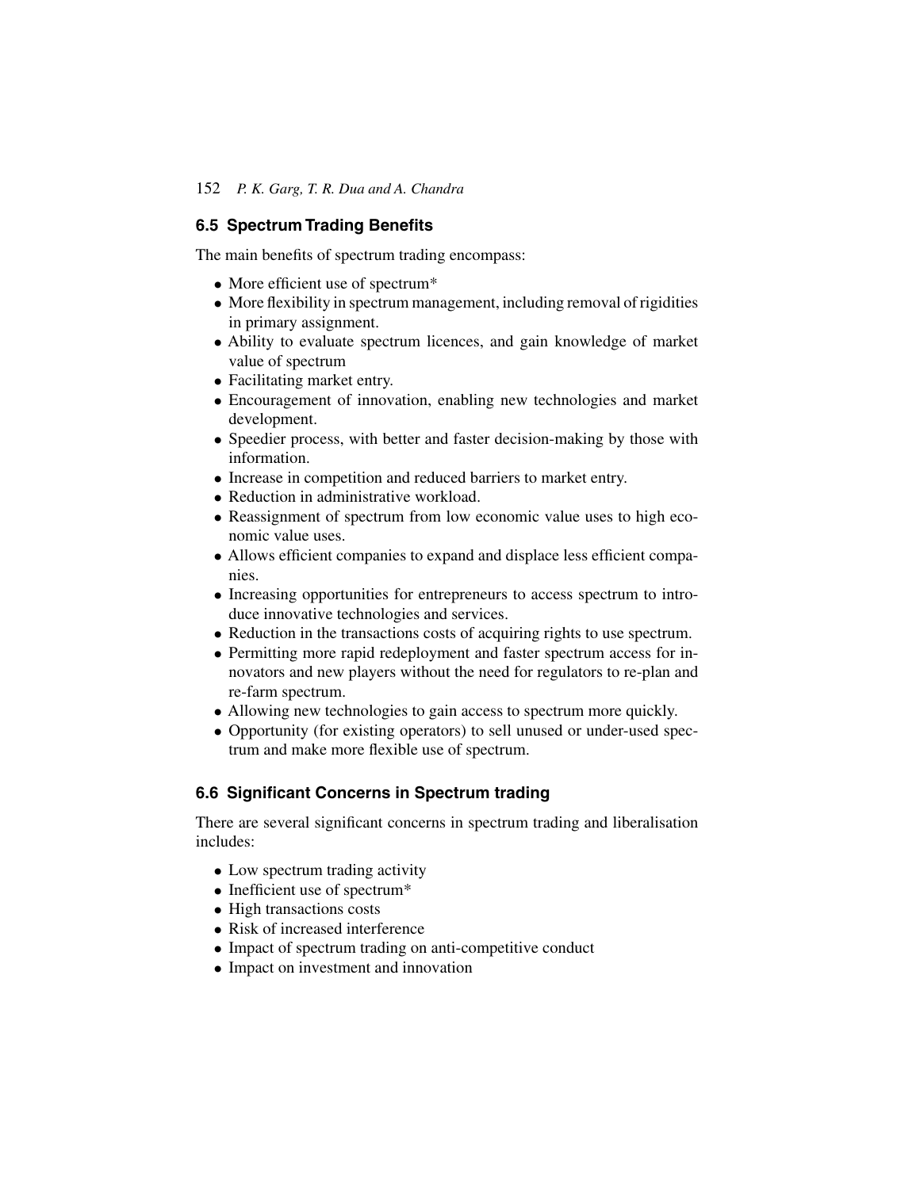## 6.5 Spectrum Trading Benefits

The main benefits of spectrum trading encompass:

- More efficient use of spectrum*
- More flexibility in spectrum management, including removal of rigidities in primary assignment.
- Ability to evaluate spectrum licences, and gain knowledge of market value of spectrum
- Facilitating market entry.
- Encouragement of innovation, enabling new technologies and market development.
- Speedier process, with better and faster decision-making by those with information.
- Increase in competition and reduced barriers to market entry.
- Reduction in administrative workload.
- Reassignment of spectrum from low economic value uses to high economic value uses.
- Allows efficient companies to expand and displace less efficient companies.
- Increasing opportunities for entrepreneurs to access spectrum to introduce innovative technologies and services.
- Reduction in the transactions costs of acquiring rights to use spectrum.
- Permitting more rapid redeployment and faster spectrum access for innovators and new players without the need for regulators to re-plan and re-farm spectrum.
- Allowing new technologies to gain access to spectrum more quickly.
- Opportunity (for existing operators) to sell unused or under-used spectrum and make more flexible use of spectrum.

## 6.6 Significant Concerns in Spectrum trading

There are several significant concerns in spectrum trading and liberalisation includes:

- Low spectrum trading activity
- Inefficient use of spectrum*
- High transactions costs
- Risk of increased interference
- Impact of spectrum trading on anti-competitive conduct
- Impact on investment and innovation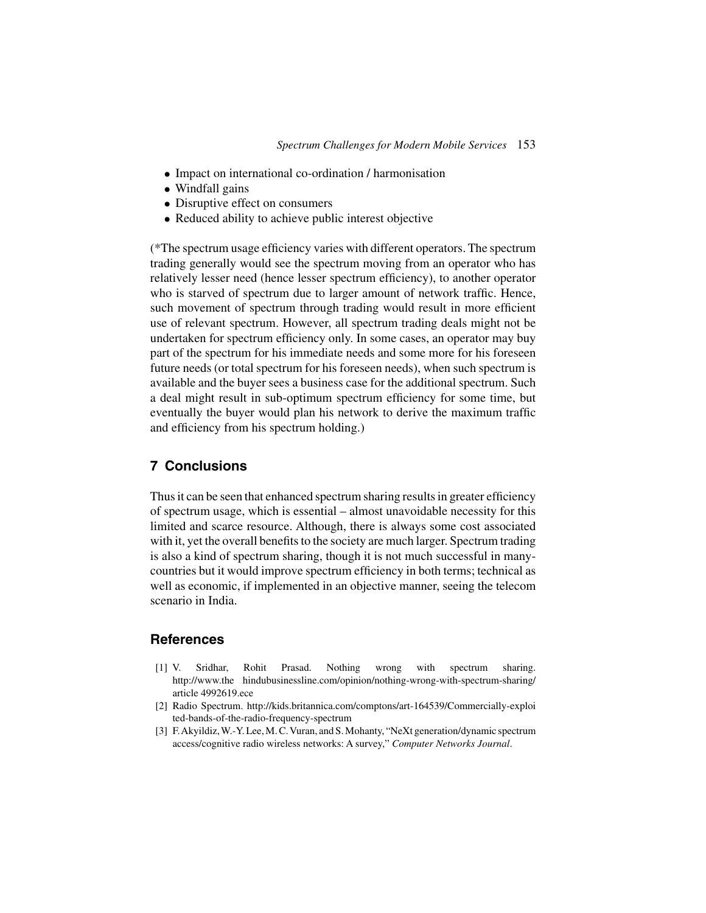- Impact on international co-ordination / harmonisation
- Windfall gains
- Disruptive effect on consumers
- Reduced ability to achieve public interest objective

(*The spectrum usage efficiency varies with different operators. The spectrum trading generally would see the spectrum moving from an operator who has relatively lesser need (hence lesser spectrum efficiency), to another operator who is starved of spectrum due to larger amount of network traffic. Hence, such movement of spectrum through trading would result in more efficient use of relevant spectrum. However, all spectrum trading deals might not be undertaken for spectrum efficiency only. In some cases, an operator may buy part of the spectrum for his immediate needs and some more for his foreseen future needs (or total spectrum for his foreseen needs), when such spectrum is available and the buyer sees a business case for the additional spectrum. Such a deal might result in sub-optimum spectrum efficiency for some time, but eventually the buyer would plan his network to derive the maximum traffic and efficiency from his spectrum holding.)

## 7 Conclusions

Thus it can be seen that enhanced spectrum sharing results in greater efficiency of spectrum usage, which is essential – almost unavoidable necessity for this limited and scarce resource. Although, there is always some cost associated with it, yet the overall benefits to the society are much larger. Spectrum trading is also a kind of spectrum sharing, though it is not much successful in many-countries but it would improve spectrum efficiency in both terms; technical as well as economic, if implemented in an objective manner, seeing the telecom scenario in India.

## References

[1] V. Sridhar, Rohit Prasad. Nothing wrong with spectrum sharing. http://www.the hindubusinessline.com/opinion/nothing-wrong-with-spectrum-sharing/article 4992619.ece

[2] Radio Spectrum. http://kids.britannica.com/comptons/art-164539/Commercially-exploited-bands-of-the-radio-frequency-spectrum

[3] F. Akyildiz, W.-Y. Lee, M. C. Vuran, and S. Mohanty, "NeXt generation/dynamic spectrum access/cognitive radio wireless networks: A survey," *Computer Networks Journal*.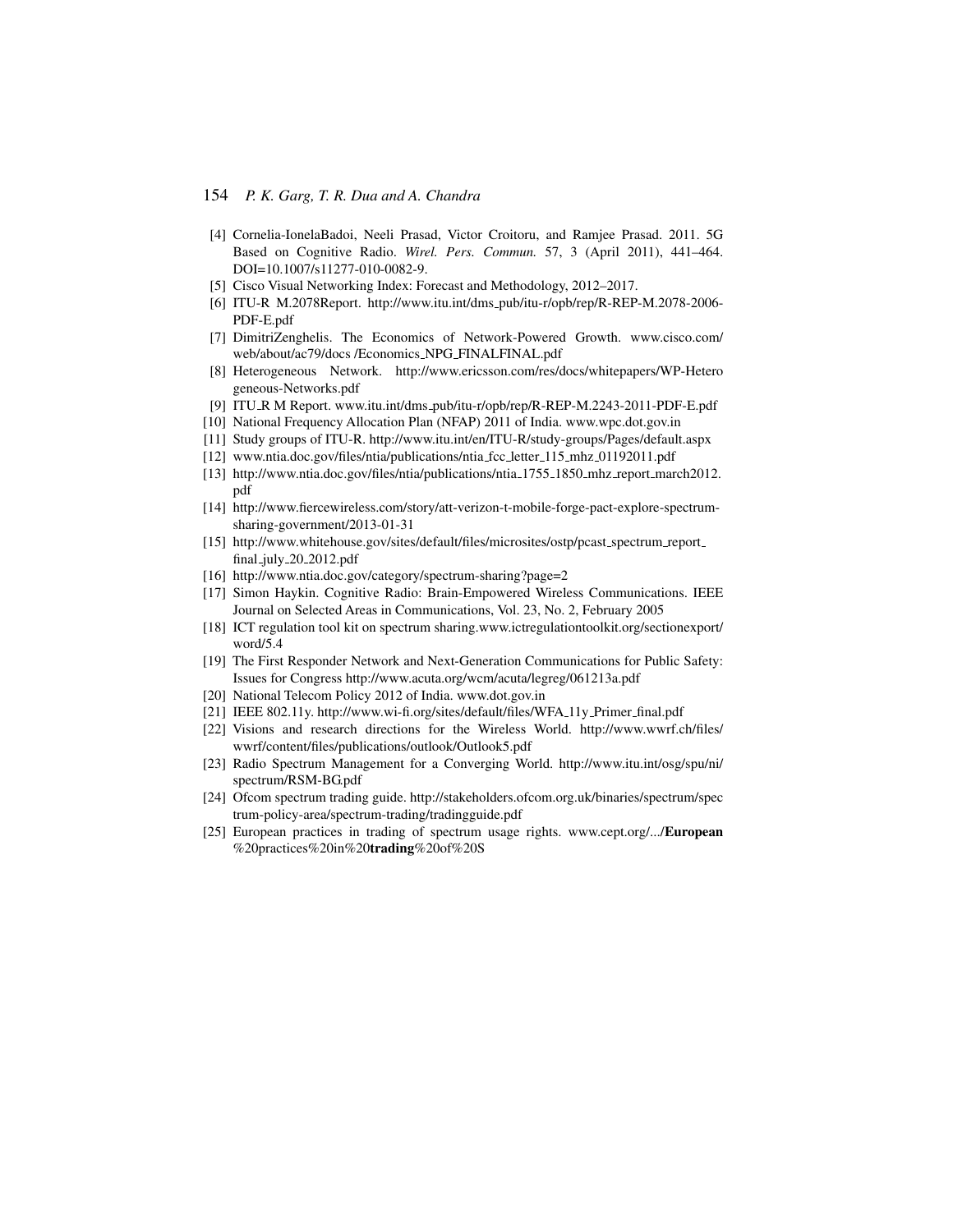[4] Cornelia-IonelaBadoi, Neeli Prasad, Victor Croitoru, and Ramjee Prasad. 2011. 5G Based on Cognitive Radio. *Wirel. Pers. Commun.* 57, 3 (April 2011), 441–464. DOI=10.1007/s11277-010-0082-9.

[5] Cisco Visual Networking Index: Forecast and Methodology, 2012–2017.

[6] ITU-R M.2078Report. http://www.itu.int/dms_pub/itu-r/opb/rep/R-REP-M.2078-2006-PDF-E.pdf

[7] DimitriZenghelis. The Economics of Network-Powered Growth. www.cisco.com/web/about/ac79/docs /Economics_NPG_FINALFINAL.pdf

[8] Heterogeneous Network. http://www.ericsson.com/res/docs/whitepapers/WP-Heterogeneous-Networks.pdf

[9] ITU_R M Report. www.itu.int/dms_pub/itu-r/opb/rep/R-REP-M.2243-2011-PDF-E.pdf

[10] National Frequency Allocation Plan (NFAP) 2011 of India. www.wpc.dot.gov.in

[11] Study groups of ITU-R. http://www.itu.int/en/ITU-R/study-groups/Pages/default.aspx

[12] www.ntia.doc.gov/files/ntia/publications/ntia_fcc_letter_115_mhz_01192011.pdf

[13] http://www.ntia.doc.gov/files/ntia/publications/ntia_1755_1850_mhz_report_march2012.pdf

[14] http://www.fiercewireless.com/story/att-verizon-t-mobile-forge-pact-explore-spectrum-sharing-government/2013-01-31

[15] http://www.whitehouse.gov/sites/default/files/microsites/ostp/pcast_spectrum_report_final_july_20_2012.pdf

[16] http://www.ntia.doc.gov/category/spectrum-sharing?page=2

[17] Simon Haykin. Cognitive Radio: Brain-Empowered Wireless Communications. IEEE Journal on Selected Areas in Communications, Vol. 23, No. 2, February 2005

[18] ICT regulation tool kit on spectrum sharing.www.ictregulationtoolkit.org/sectionexport/word/5.4

[19] The First Responder Network and Next-Generation Communications for Public Safety: Issues for Congress http://www.acuta.org/wcm/acuta/legreg/061213a.pdf

[20] National Telecom Policy 2012 of India. www.dot.gov.in

[21] IEEE 802.11y. http://www.wi-fi.org/sites/default/files/WFA_11y_Primer_final.pdf

[22] Visions and research directions for the Wireless World. http://www.wwrf.ch/files/wwrf/content/files/publications/outlook/Outlook5.pdf

[23] Radio Spectrum Management for a Converging World. http://www.itu.int/osg/spu/ni/spectrum/RSM-BG.pdf

[24] Ofcom spectrum trading guide. http://stakeholders.ofcom.org.uk/binaries/spectrum/spectrum-policy-area/spectrum-trading/tradingguide.pdf

[25] European practices in trading of spectrum usage rights. www.cept.org/.../**European**%20practices%20in%20**trading**%20of%20S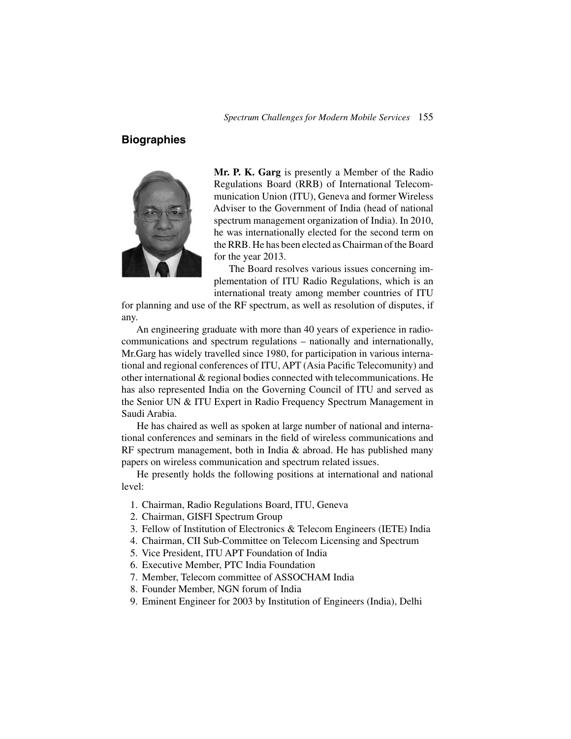## Biographies

**Mr. P. K. Garg** is presently a Member of the Radio Regulations Board (RRB) of International Telecommunication Union (ITU), Geneva and former Wireless Adviser to the Government of India (head of national spectrum management organization of India). In 2010, he was internationally elected for the second term on the RRB. He has been elected as Chairman of the Board for the year 2013.

The Board resolves various issues concerning implementation of ITU Radio Regulations, which is an international treaty among member countries of ITU for planning and use of the RF spectrum, as well as resolution of disputes, if any.

An engineering graduate with more than 40 years of experience in radiocommunications and spectrum regulations – nationally and internationally, Mr.Garg has widely travelled since 1980, for participation in various international and regional conferences of ITU, APT (Asia Pacific Telecomunity) and other international & regional bodies connected with telecommunications. He has also represented India on the Governing Council of ITU and served as the Senior UN & ITU Expert in Radio Frequency Spectrum Management in Saudi Arabia.

He has chaired as well as spoken at large number of national and international conferences and seminars in the field of wireless communications and RF spectrum management, both in India & abroad. He has published many papers on wireless communication and spectrum related issues.

He presently holds the following positions at international and national level:

1. Chairman, Radio Regulations Board, ITU, Geneva
2. Chairman, GISFI Spectrum Group
3. Fellow of Institution of Electronics & Telecom Engineers (IETE) India
4. Chairman, CII Sub-Committee on Telecom Licensing and Spectrum
5. Vice President, ITU APT Foundation of India
6. Executive Member, PTC India Foundation
7. Member, Telecom committee of ASSOCHAM India
8. Founder Member, NGN forum of India
9. Eminent Engineer for 2003 by Institution of Engineers (India), Delhi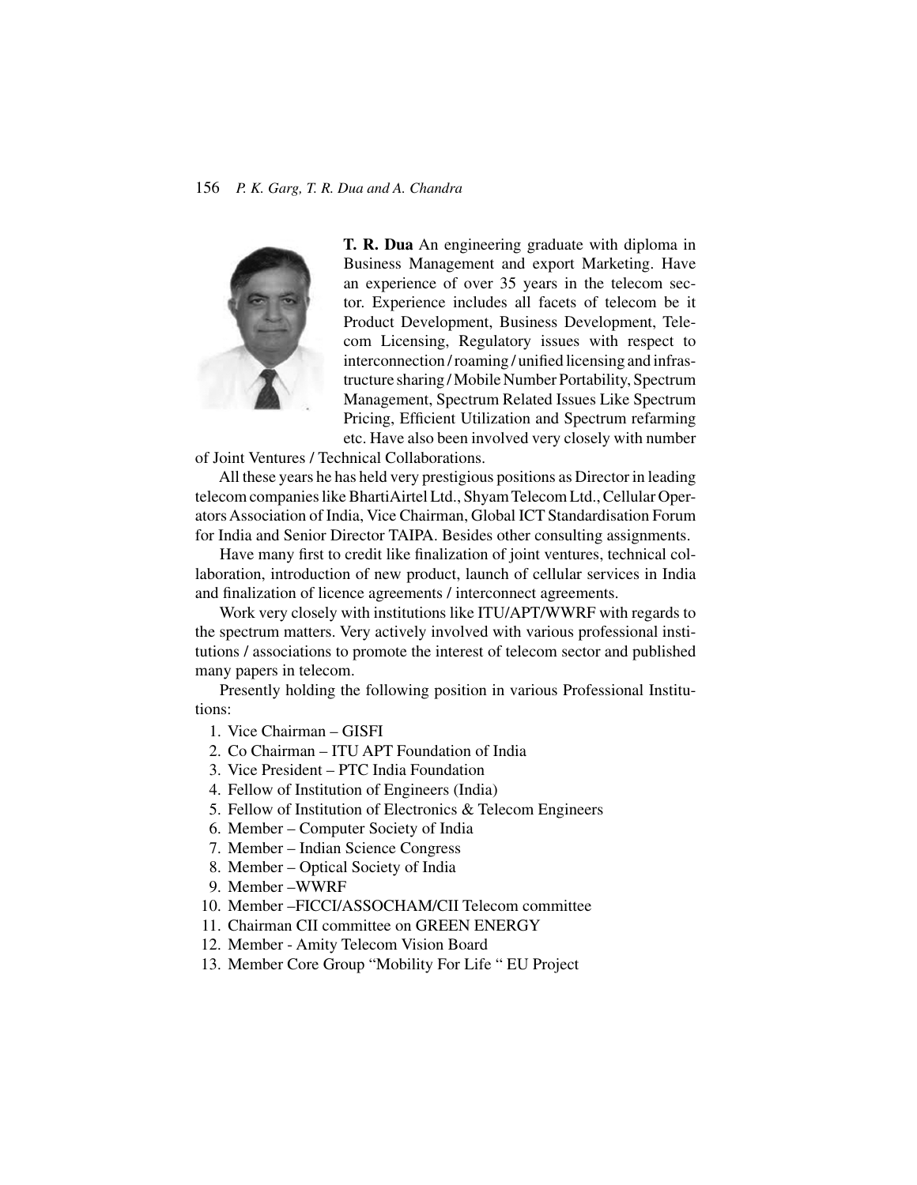**T. R. Dua** An engineering graduate with diploma in Business Management and export Marketing. Have an experience of over 35 years in the telecom sector. Experience includes all facets of telecom be it Product Development, Business Development, Telecom Licensing, Regulatory issues with respect to interconnection / roaming / unified licensing and infrastructure sharing / Mobile Number Portability, Spectrum Management, Spectrum Related Issues Like Spectrum Pricing, Efficient Utilization and Spectrum refarming etc. Have also been involved very closely with number of Joint Ventures / Technical Collaborations.

All these years he has held very prestigious positions as Director in leading telecom companies like BhartiAirtel Ltd., Shyam Telecom Ltd., Cellular Operators Association of India, Vice Chairman, Global ICT Standardisation Forum for India and Senior Director TAIPA. Besides other consulting assignments.

Have many first to credit like finalization of joint ventures, technical collaboration, introduction of new product, launch of cellular services in India and finalization of licence agreements / interconnect agreements.

Work very closely with institutions like ITU/APT/WWRF with regards to the spectrum matters. Very actively involved with various professional institutions / associations to promote the interest of telecom sector and published many papers in telecom.

Presently holding the following position in various Professional Institutions:

1. Vice Chairman – GISFI
2. Co Chairman – ITU APT Foundation of India
3. Vice President – PTC India Foundation
4. Fellow of Institution of Engineers (India)
5. Fellow of Institution of Electronics & Telecom Engineers
6. Member – Computer Society of India
7. Member – Indian Science Congress
8. Member – Optical Society of India
9. Member –WWRF
10. Member –FICCI/ASSOCHAM/CII Telecom committee
11. Chairman CII committee on GREEN ENERGY
12. Member - Amity Telecom Vision Board
13. Member Core Group "Mobility For Life " EU Project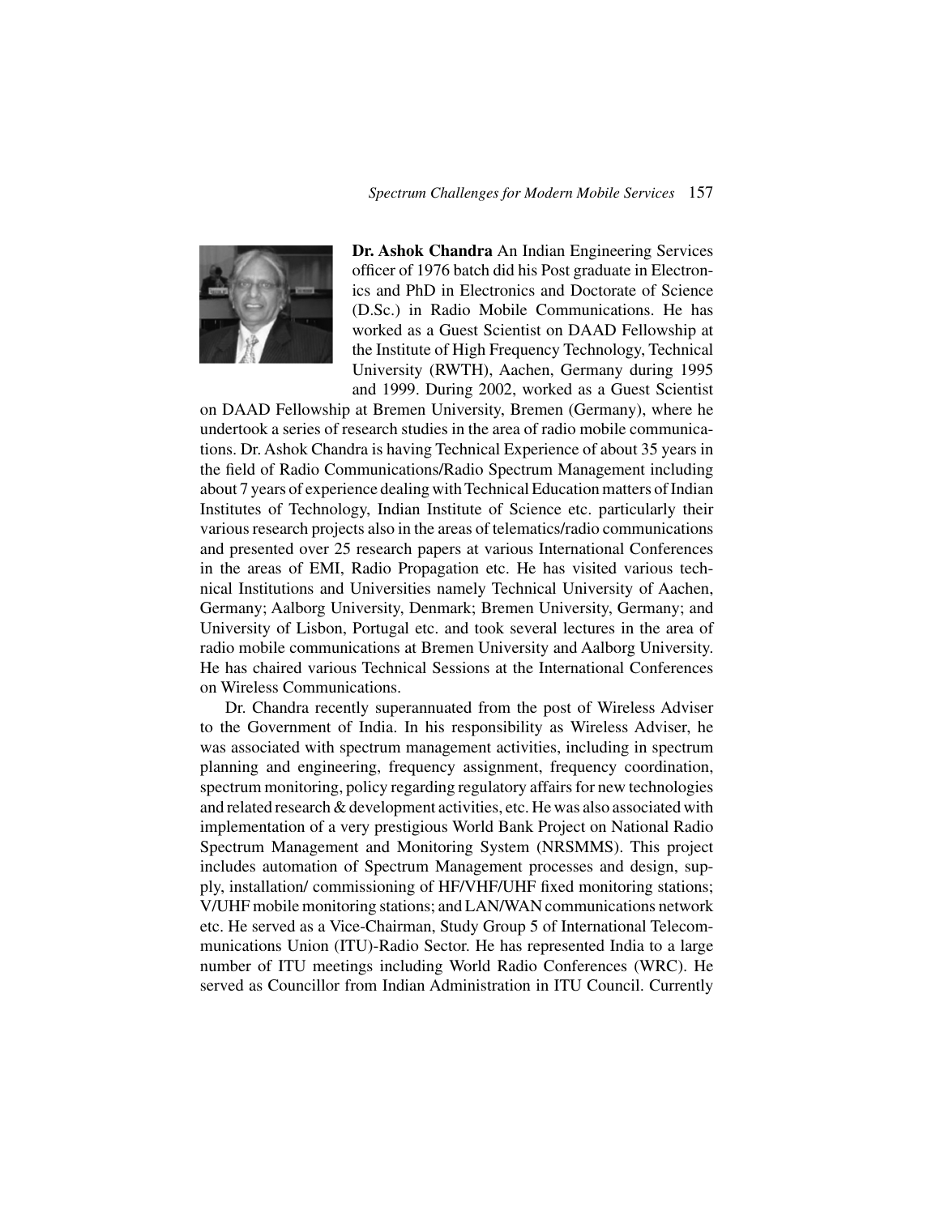**Dr. Ashok Chandra** An Indian Engineering Services officer of 1976 batch did his Post graduate in Electronics and PhD in Electronics and Doctorate of Science (D.Sc.) in Radio Mobile Communications. He has worked as a Guest Scientist on DAAD Fellowship at the Institute of High Frequency Technology, Technical University (RWTH), Aachen, Germany during 1995 and 1999. During 2002, worked as a Guest Scientist on DAAD Fellowship at Bremen University, Bremen (Germany), where he undertook a series of research studies in the area of radio mobile communications. Dr. Ashok Chandra is having Technical Experience of about 35 years in the field of Radio Communications/Radio Spectrum Management including about 7 years of experience dealing with Technical Education matters of Indian Institutes of Technology, Indian Institute of Science etc. particularly their various research projects also in the areas of telematics/radio communications and presented over 25 research papers at various International Conferences in the areas of EMI, Radio Propagation etc. He has visited various technical Institutions and Universities namely Technical University of Aachen, Germany; Aalborg University, Denmark; Bremen University, Germany; and University of Lisbon, Portugal etc. and took several lectures in the area of radio mobile communications at Bremen University and Aalborg University. He has chaired various Technical Sessions at the International Conferences on Wireless Communications.

Dr. Chandra recently superannuated from the post of Wireless Adviser to the Government of India. In his responsibility as Wireless Adviser, he was associated with spectrum management activities, including in spectrum planning and engineering, frequency assignment, frequency coordination, spectrum monitoring, policy regarding regulatory affairs for new technologies and related research & development activities, etc. He was also associated with implementation of a very prestigious World Bank Project on National Radio Spectrum Management and Monitoring System (NRSMMS). This project includes automation of Spectrum Management processes and design, supply, installation/ commissioning of HF/VHF/UHF fixed monitoring stations; V/UHF mobile monitoring stations; and LAN/WAN communications network etc. He served as a Vice-Chairman, Study Group 5 of International Telecommunications Union (ITU)-Radio Sector. He has represented India to a large number of ITU meetings including World Radio Conferences (WRC). He served as Councillor from Indian Administration in ITU Council. Currently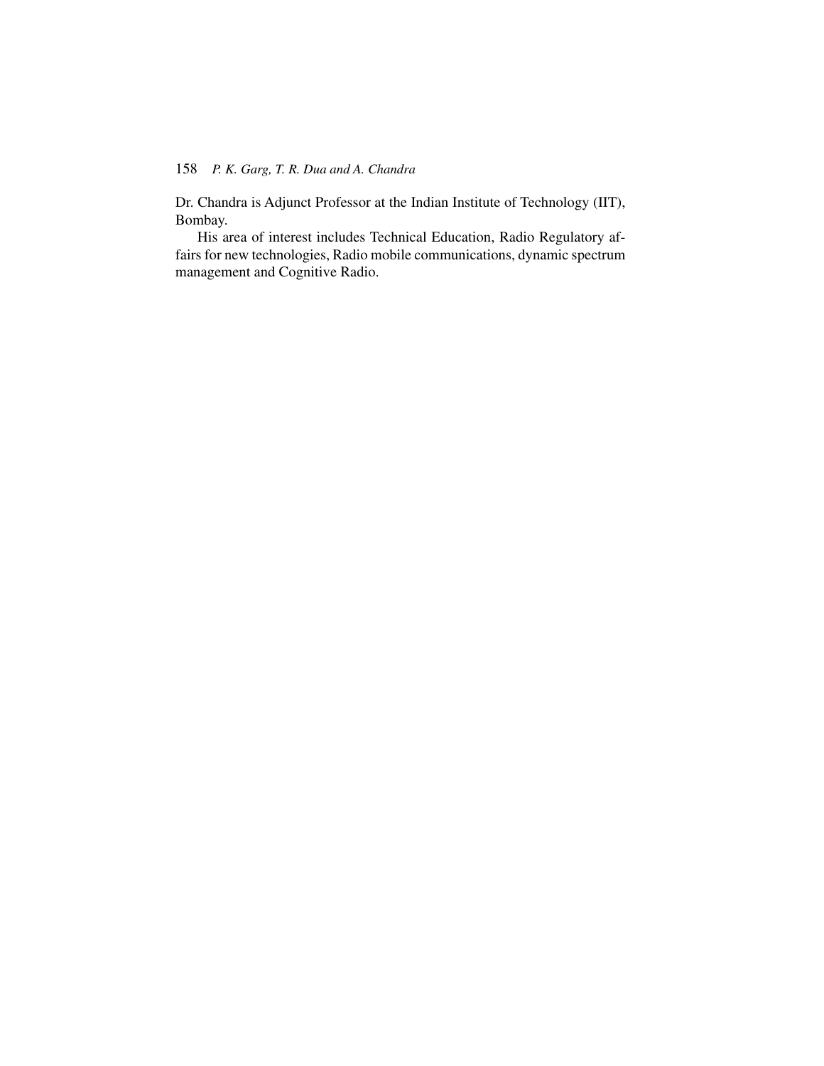Dr. Chandra is Adjunct Professor at the Indian Institute of Technology (IIT), Bombay.

His area of interest includes Technical Education, Radio Regulatory affairs for new technologies, Radio mobile communications, dynamic spectrum management and Cognitive Radio.